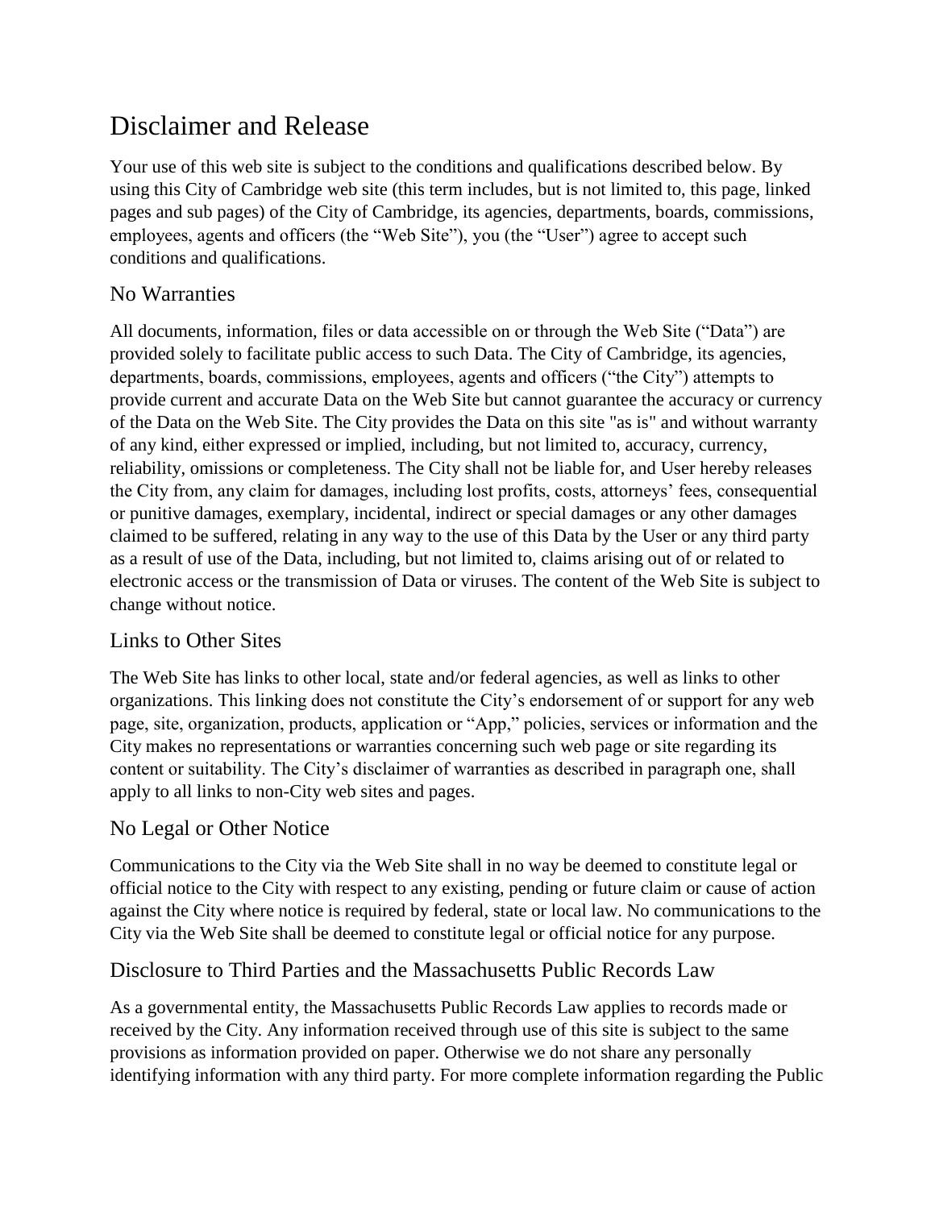# Disclaimer and Release

Your use of this web site is subject to the conditions and qualifications described below. By using this City of Cambridge web site (this term includes, but is not limited to, this page, linked pages and sub pages) of the City of Cambridge, its agencies, departments, boards, commissions, employees, agents and officers (the "Web Site"), you (the "User") agree to accept such conditions and qualifications.

## No Warranties

All documents, information, files or data accessible on or through the Web Site ("Data") are provided solely to facilitate public access to such Data. The City of Cambridge, its agencies, departments, boards, commissions, employees, agents and officers ("the City") attempts to provide current and accurate Data on the Web Site but cannot guarantee the accuracy or currency of the Data on the Web Site. The City provides the Data on this site "as is" and without warranty of any kind, either expressed or implied, including, but not limited to, accuracy, currency, reliability, omissions or completeness. The City shall not be liable for, and User hereby releases the City from, any claim for damages, including lost profits, costs, attorneys' fees, consequential or punitive damages, exemplary, incidental, indirect or special damages or any other damages claimed to be suffered, relating in any way to the use of this Data by the User or any third party as a result of use of the Data, including, but not limited to, claims arising out of or related to electronic access or the transmission of Data or viruses. The content of the Web Site is subject to change without notice.

## Links to Other Sites

The Web Site has links to other local, state and/or federal agencies, as well as links to other organizations. This linking does not constitute the City's endorsement of or support for any web page, site, organization, products, application or "App," policies, services or information and the City makes no representations or warranties concerning such web page or site regarding its content or suitability. The City's disclaimer of warranties as described in paragraph one, shall apply to all links to non-City web sites and pages.

## No Legal or Other Notice

Communications to the City via the Web Site shall in no way be deemed to constitute legal or official notice to the City with respect to any existing, pending or future claim or cause of action against the City where notice is required by federal, state or local law. No communications to the City via the Web Site shall be deemed to constitute legal or official notice for any purpose.

## Disclosure to Third Parties and the Massachusetts Public Records Law

As a governmental entity, the Massachusetts Public Records Law applies to records made or received by the City. Any information received through use of this site is subject to the same provisions as information provided on paper. Otherwise we do not share any personally identifying information with any third party. For more complete information regarding the Public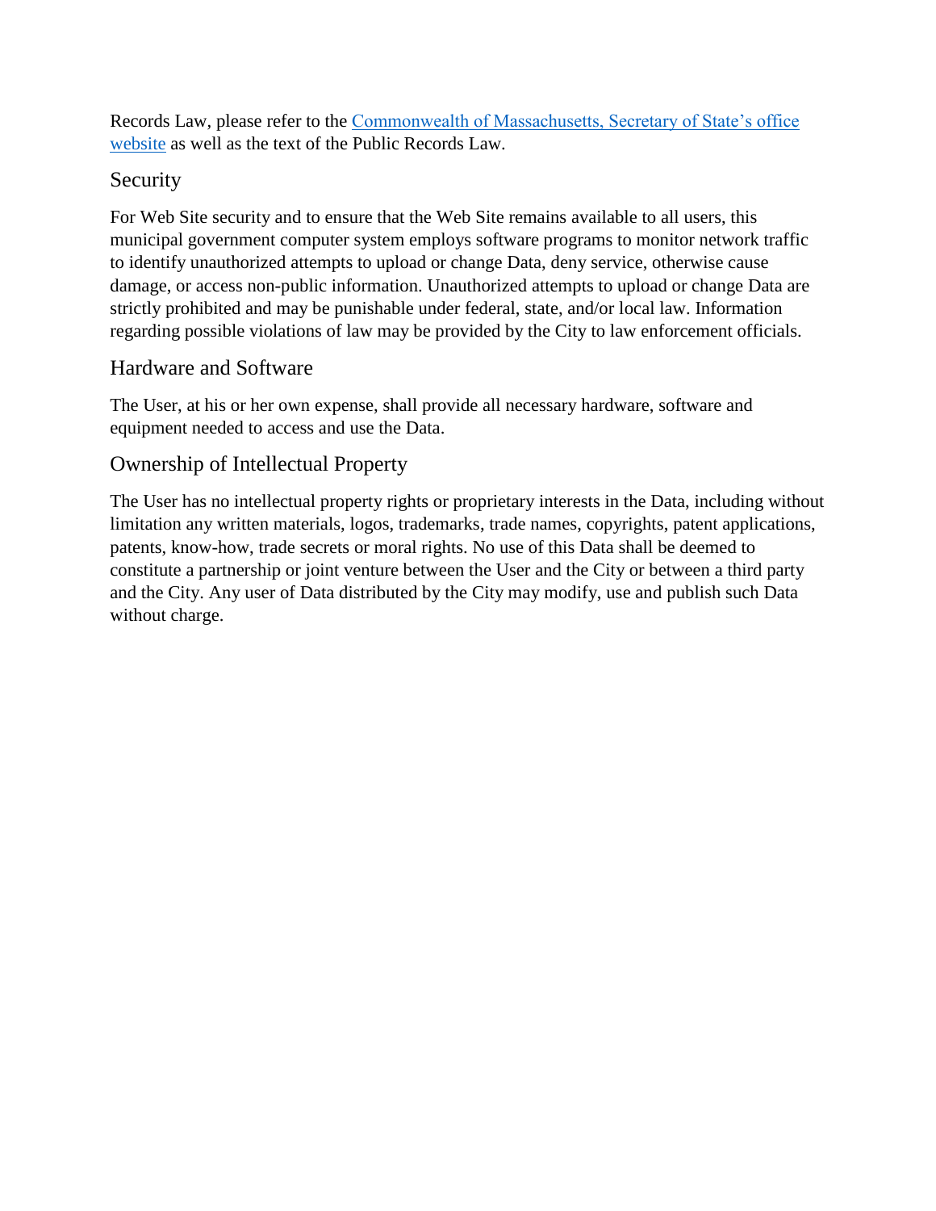Records Law, please refer to the [Commonwealth of Massachusetts, Secretary of State's office website]() as well as the text of the Public Records Law.

## Security

For Web Site security and to ensure that the Web Site remains available to all users, this municipal government computer system employs software programs to monitor network traffic to identify unauthorized attempts to upload or change Data, deny service, otherwise cause damage, or access non-public information. Unauthorized attempts to upload or change Data are strictly prohibited and may be punishable under federal, state, and/or local law. Information regarding possible violations of law may be provided by the City to law enforcement officials.

## Hardware and Software

The User, at his or her own expense, shall provide all necessary hardware, software and equipment needed to access and use the Data.

## Ownership of Intellectual Property

The User has no intellectual property rights or proprietary interests in the Data, including without limitation any written materials, logos, trademarks, trade names, copyrights, patent applications, patents, know-how, trade secrets or moral rights. No use of this Data shall be deemed to constitute a partnership or joint venture between the User and the City or between a third party and the City. Any user of Data distributed by the City may modify, use and publish such Data without charge.